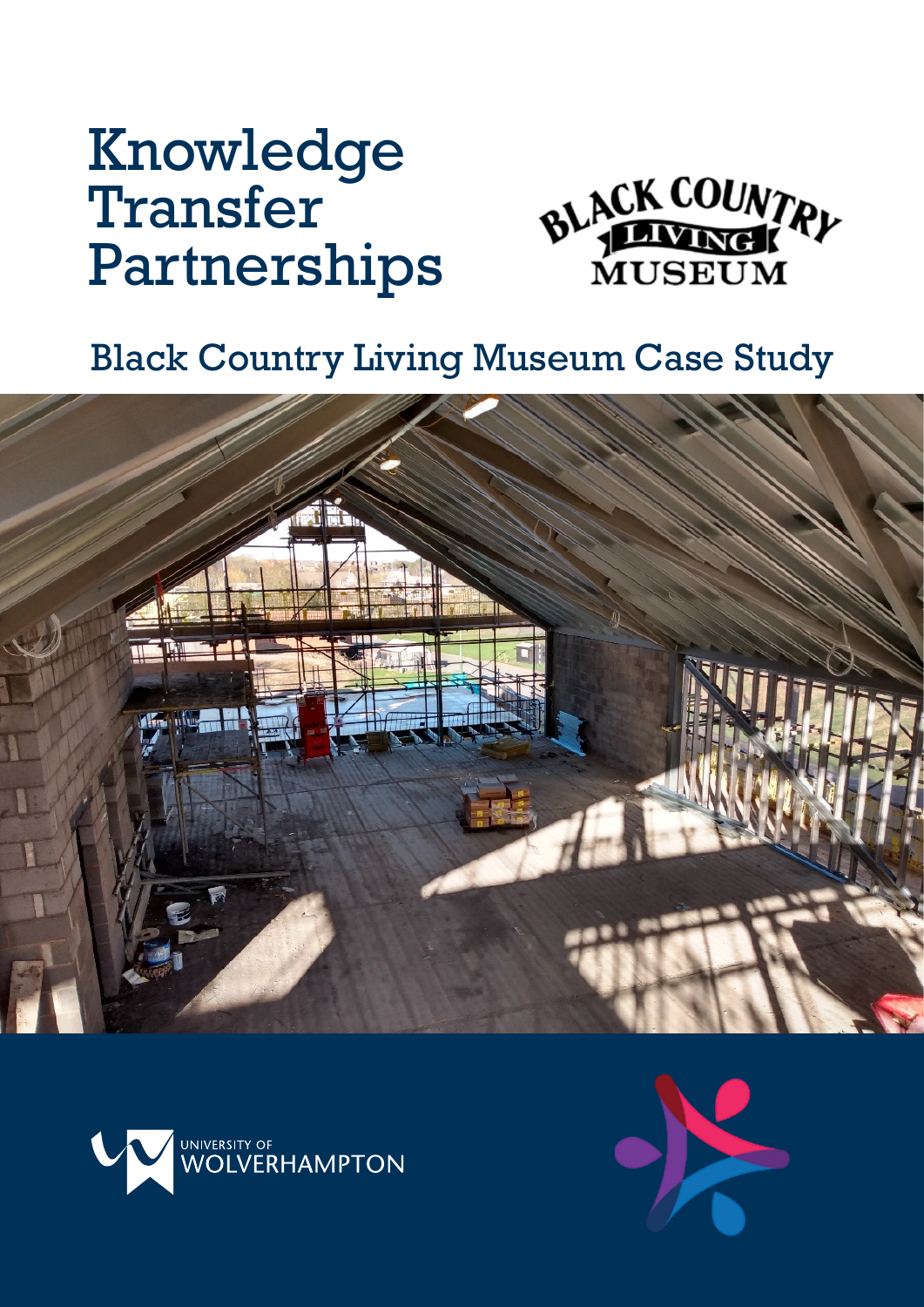# Knowledge Transfer Partnerships

## Black Country Living Museum Case Study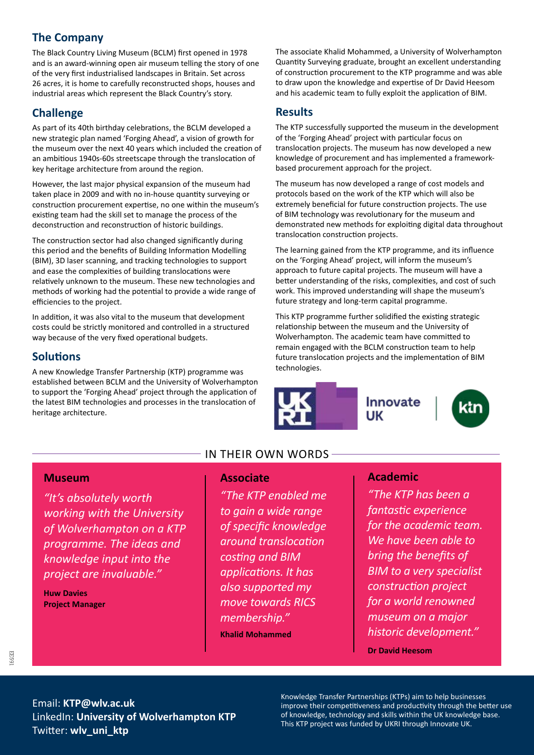## The Company

The Black Country Living Museum (BCLM) first opened in 1978 and is an award-winning open air museum telling the story of one of the very first industrialised landscapes in Britain. Set across 26 acres, it is home to carefully reconstructed shops, houses and industrial areas which represent the Black Country's story.

## Challenge

As part of its 40th birthday celebrations, the BCLM developed a new strategic plan named 'Forging Ahead', a vision of growth for the museum over the next 40 years which included the creation of an ambitious 1940s-60s streetscape through the translocation of key heritage architecture from around the region.

However, the last major physical expansion of the museum had taken place in 2009 and with no in-house quantity surveying or construction procurement expertise, no one within the museum's existing team had the skill set to manage the process of the deconstruction and reconstruction of historic buildings.

The construction sector had also changed significantly during this period and the benefits of Building Information Modelling (BIM), 3D laser scanning, and tracking technologies to support and ease the complexities of building translocations were relatively unknown to the museum. These new technologies and methods of working had the potential to provide a wide range of efficiencies to the project.

In addition, it was also vital to the museum that development costs could be strictly monitored and controlled in a structured way because of the very fixed operational budgets.

## Solutions

A new Knowledge Transfer Partnership (KTP) programme was established between BCLM and the University of Wolverhampton to support the 'Forging Ahead' project through the application of the latest BIM technologies and processes in the translocation of heritage architecture.

The associate Khalid Mohammed, a University of Wolverhampton Quantity Surveying graduate, brought an excellent understanding of construction procurement to the KTP programme and was able to draw upon the knowledge and expertise of Dr David Heesom and his academic team to fully exploit the application of BIM.

## Results

The KTP successfully supported the museum in the development of the 'Forging Ahead' project with particular focus on translocation projects. The museum has now developed a new knowledge of procurement and has implemented a framework-based procurement approach for the project.

The museum has now developed a range of cost models and protocols based on the work of the KTP which will also be extremely beneficial for future construction projects. The use of BIM technology was revolutionary for the museum and demonstrated new methods for exploiting digital data throughout translocation construction projects.

The learning gained from the KTP programme, and its influence on the 'Forging Ahead' project, will inform the museum's approach to future capital projects. The museum will have a better understanding of the risks, complexities, and cost of such work. This improved understanding will shape the museum's future strategy and long-term capital programme.

This KTP programme further solidified the existing strategic relationship between the museum and the University of Wolverhampton. The academic team have committed to remain engaged with the BCLM construction team to help future translocation projects and the implementation of BIM technologies.

UKRI | Innovate UK | ktn

## IN THEIR OWN WORDS

### Museum

*"It's absolutely worth working with the University of Wolverhampton on a KTP programme. The ideas and knowledge input into the project are invaluable."*

**Huw Davies**
**Project Manager**

### Associate

*"The KTP enabled me to gain a wide range of specific knowledge around translocation costing and BIM applications. It has also supported my move towards RICS membership."*

**Khalid Mohammed**

### Academic

*"The KTP has been a fantastic experience for the academic team. We have been able to bring the benefits of BIM to a very specialist construction project for a world renowned museum on a major historic development."*

**Dr David Heesom**

Email: **KTP@wlv.ac.uk**
LinkedIn: **University of Wolverhampton KTP**
Twitter: **wlv_uni_ktp**

Knowledge Transfer Partnerships (KTPs) aim to help businesses improve their competitiveness and productivity through the better use of knowledge, technology and skills within the UK knowledge base. This KTP project was funded by UKRI through Innovate UK.

EE591